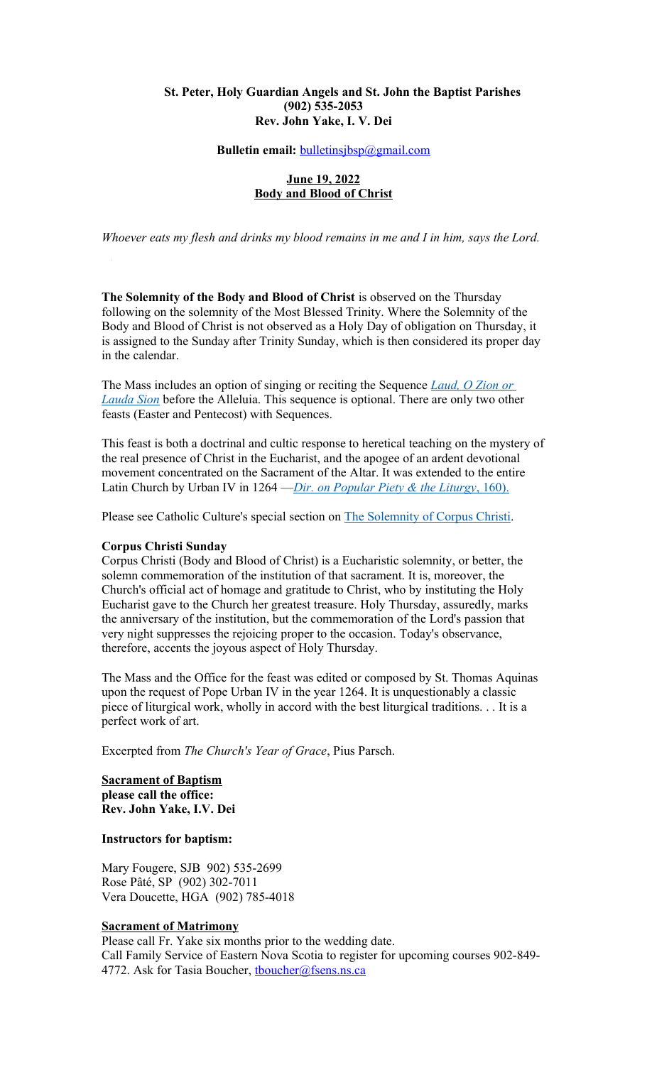**St. Peter, Holy Guardian Angels and St. John the Baptist Parishes**
**(902) 535-2053**
**Rev. John Yake, I. V. Dei**

**Bulletin email:** bulletinsjbsp@gmail.com

**June 19, 2022**
**Body and Blood of Christ**

*Whoever eats my flesh and drinks my blood remains in me and I in him, says the Lord.*

**The Solemnity of the Body and Blood of Christ** is observed on the Thursday following on the solemnity of the Most Blessed Trinity. Where the Solemnity of the Body and Blood of Christ is not observed as a Holy Day of obligation on Thursday, it is assigned to the Sunday after Trinity Sunday, which is then considered its proper day in the calendar.

The Mass includes an option of singing or reciting the Sequence *Laud, O Zion or Lauda Sion* before the Alleluia. This sequence is optional. There are only two other feasts (Easter and Pentecost) with Sequences.

This feast is both a doctrinal and cultic response to heretical teaching on the mystery of the real presence of Christ in the Eucharist, and the apogee of an ardent devotional movement concentrated on the Sacrament of the Altar. It was extended to the entire Latin Church by Urban IV in 1264 —*Dir. on Popular Piety & the Liturgy*, 160).

Please see Catholic Culture's special section on The Solemnity of Corpus Christi.

**Corpus Christi Sunday**
Corpus Christi (Body and Blood of Christ) is a Eucharistic solemnity, or better, the solemn commemoration of the institution of that sacrament. It is, moreover, the Church's official act of homage and gratitude to Christ, who by instituting the Holy Eucharist gave to the Church her greatest treasure. Holy Thursday, assuredly, marks the anniversary of the institution, but the commemoration of the Lord's passion that very night suppresses the rejoicing proper to the occasion. Today's observance, therefore, accents the joyous aspect of Holy Thursday.

The Mass and the Office for the feast was edited or composed by St. Thomas Aquinas upon the request of Pope Urban IV in the year 1264. It is unquestionably a classic piece of liturgical work, wholly in accord with the best liturgical traditions. . . It is a perfect work of art.

Excerpted from *The Church's Year of Grace*, Pius Parsch.

**Sacrament of Baptism**
**please call the office:**
**Rev. John Yake, I.V. Dei**

**Instructors for baptism:**

Mary Fougere, SJB 902) 535-2699
Rose Pâté, SP (902) 302-7011
Vera Doucette, HGA (902) 785-4018

**Sacrament of Matrimony**
Please call Fr. Yake six months prior to the wedding date.
Call Family Service of Eastern Nova Scotia to register for upcoming courses 902-849-4772. Ask for Tasia Boucher, tboucher@fsens.ns.ca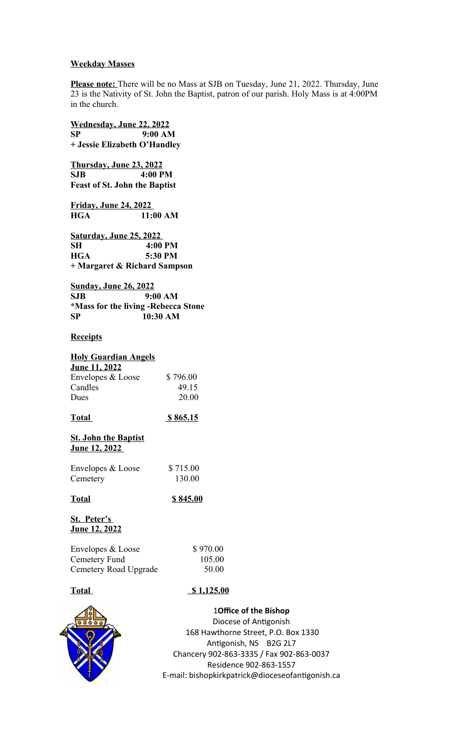**Weekday Masses**

**Please note:** There will be no Mass at SJB on Tuesday, June 21, 2022. Thursday, June 23 is the Nativity of St. John the Baptist, patron of our parish. Holy Mass is at 4:00PM in the church.

**Wednesday, June 22, 2022**
**SP 9:00 AM**
**+ Jessie Elizabeth O'Handley**

**Thursday, June 23, 2022**
**SJB 4:00 PM**
**Feast of St. John the Baptist**

**Friday, June 24, 2022**
**HGA 11:00 AM**

**Saturday, June 25, 2022**
**SH 4:00 PM**
**HGA 5:30 PM**
**+ Margaret & Richard Sampson**

**Sunday, June 26, 2022**
**SJB 9:00 AM**
**\*Mass for the living -Rebecca Stone**
**SP 10:30 AM**

**Receipts**

**Holy Guardian Angels**
**June 11, 2022**

| | |
|---|---|
| Envelopes & Loose | $ 796.00 |
| Candles | 49.15 |
| Dues | 20.00 |
| **Total** | **$ 865.15** |

**St. John the Baptist**
**June 12, 2022**

| | |
|---|---|
| Envelopes & Loose | $ 715.00 |
| Cemetery | 130.00 |
| **Total** | **$ 845.00** |

**St. Peter's**
**June 12, 2022**

| | |
|---|---|
| Envelopes & Loose | $ 970.00 |
| Cemetery Fund | 105.00 |
| Cemetery Road Upgrade | 50.00 |
| **Total** | **$ 1,125.00** |

1**Office of the Bishop**
Diocese of Antigonish
168 Hawthorne Street, P.O. Box 1330
Antigonish, NS B2G 2L7
Chancery 902-863-3335 / Fax 902-863-0037
Residence 902-863-1557
E-mail: bishopkirkpatrick@dioceseofantigonish.ca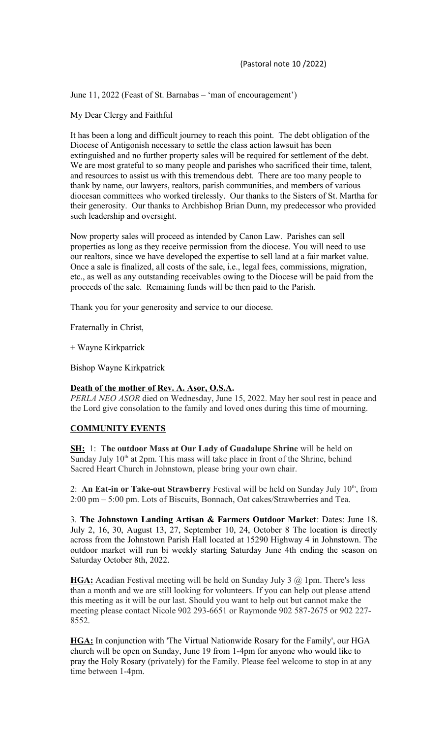(Pastoral note 10 /2022)

June 11, 2022 (Feast of St. Barnabas – 'man of encouragement')

My Dear Clergy and Faithful

It has been a long and difficult journey to reach this point. The debt obligation of the Diocese of Antigonish necessary to settle the class action lawsuit has been extinguished and no further property sales will be required for settlement of the debt. We are most grateful to so many people and parishes who sacrificed their time, talent, and resources to assist us with this tremendous debt. There are too many people to thank by name, our lawyers, realtors, parish communities, and members of various diocesan committees who worked tirelessly. Our thanks to the Sisters of St. Martha for their generosity. Our thanks to Archbishop Brian Dunn, my predecessor who provided such leadership and oversight.

Now property sales will proceed as intended by Canon Law. Parishes can sell properties as long as they receive permission from the diocese. You will need to use our realtors, since we have developed the expertise to sell land at a fair market value. Once a sale is finalized, all costs of the sale, i.e., legal fees, commissions, migration, etc., as well as any outstanding receivables owing to the Diocese will be paid from the proceeds of the sale. Remaining funds will be then paid to the Parish.

Thank you for your generosity and service to our diocese.

Fraternally in Christ,

+ Wayne Kirkpatrick

Bishop Wayne Kirkpatrick

**Death of the mother of Rev. A. Asor, O.S.A.**

*PERLA NEO ASOR* died on Wednesday, June 15, 2022. May her soul rest in peace and the Lord give consolation to the family and loved ones during this time of mourning.

**COMMUNITY EVENTS**

**SH:** 1: **The outdoor Mass at Our Lady of Guadalupe Shrine** will be held on Sunday July 10th at 2pm. This mass will take place in front of the Shrine, behind Sacred Heart Church in Johnstown, please bring your own chair.

2: **An Eat-in or Take-out Strawberry** Festival will be held on Sunday July 10th, from 2:00 pm – 5:00 pm. Lots of Biscuits, Bonnach, Oat cakes/Strawberries and Tea.

3. **The Johnstown Landing Artisan & Farmers Outdoor Market**: Dates: June 18. July 2, 16, 30, August 13, 27, September 10, 24, October 8 The location is directly across from the Johnstown Parish Hall located at 15290 Highway 4 in Johnstown. The outdoor market will run bi weekly starting Saturday June 4th ending the season on Saturday October 8th, 2022.

**HGA:** Acadian Festival meeting will be held on Sunday July 3 @ 1pm. There's less than a month and we are still looking for volunteers. If you can help out please attend this meeting as it will be our last. Should you want to help out but cannot make the meeting please contact Nicole 902 293-6651 or Raymonde 902 587-2675 or 902 227-8552.

**HGA:** In conjunction with 'The Virtual Nationwide Rosary for the Family', our HGA church will be open on Sunday, June 19 from 1-4pm for anyone who would like to pray the Holy Rosary (privately) for the Family. Please feel welcome to stop in at any time between 1-4pm.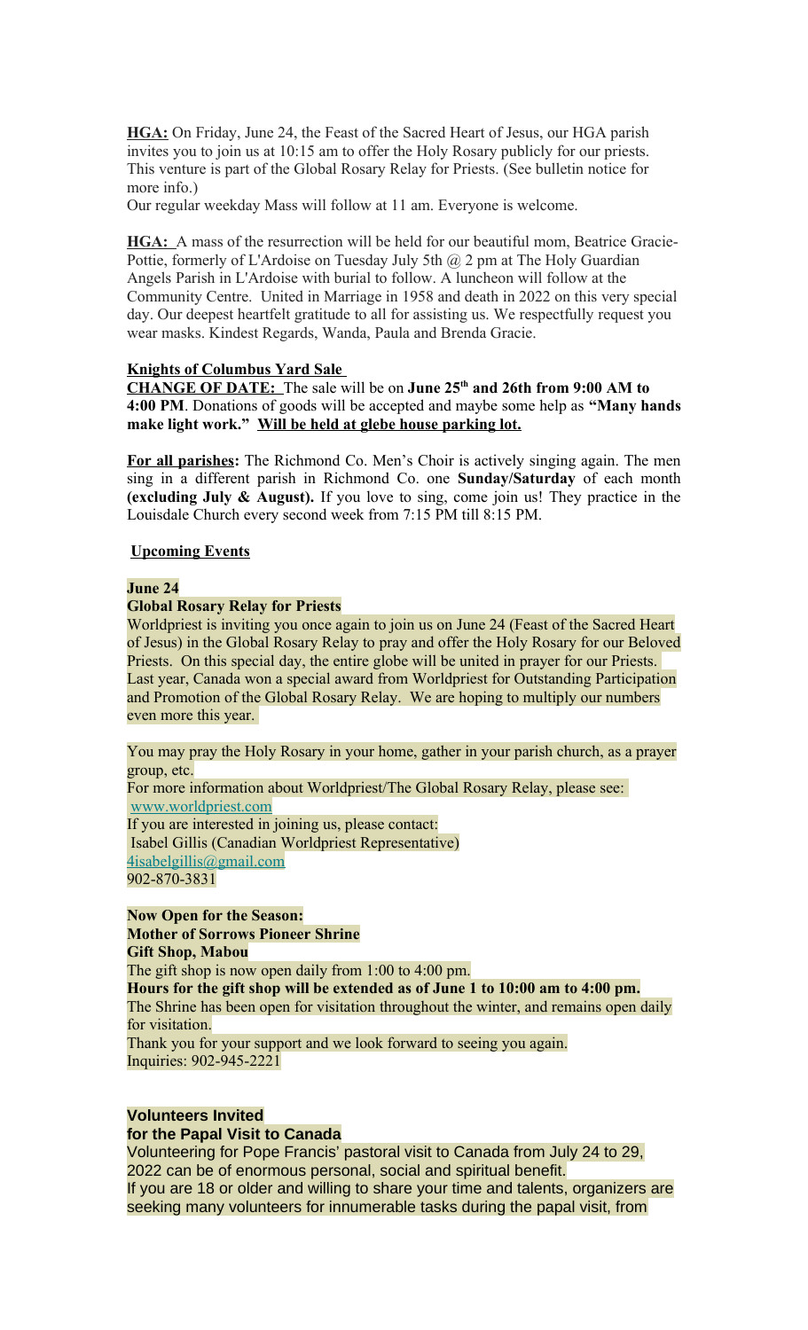**HGA:** On Friday, June 24, the Feast of the Sacred Heart of Jesus, our HGA parish invites you to join us at 10:15 am to offer the Holy Rosary publicly for our priests. This venture is part of the Global Rosary Relay for Priests. (See bulletin notice for more info.)
Our regular weekday Mass will follow at 11 am. Everyone is welcome.

**HGA:** A mass of the resurrection will be held for our beautiful mom, Beatrice Gracie-Pottie, formerly of L'Ardoise on Tuesday July 5th @ 2 pm at The Holy Guardian Angels Parish in L'Ardoise with burial to follow. A luncheon will follow at the Community Centre. United in Marriage in 1958 and death in 2022 on this very special day. Our deepest heartfelt gratitude to all for assisting us. We respectfully request you wear masks. Kindest Regards, Wanda, Paula and Brenda Gracie.

**Knights of Columbus Yard Sale**

**CHANGE OF DATE:** The sale will be on **June 25th and 26th from 9:00 AM to 4:00 PM**. Donations of goods will be accepted and maybe some help as **"Many hands make light work." Will be held at glebe house parking lot.**

**For all parishes:** The Richmond Co. Men's Choir is actively singing again. The men sing in a different parish in Richmond Co. one **Sunday/Saturday** of each month **(excluding July & August).** If you love to sing, come join us! They practice in the Louisdale Church every second week from 7:15 PM till 8:15 PM.

**Upcoming Events**

**June 24**

**Global Rosary Relay for Priests**

Worldpriest is inviting you once again to join us on June 24 (Feast of the Sacred Heart of Jesus) in the Global Rosary Relay to pray and offer the Holy Rosary for our Beloved Priests. On this special day, the entire globe will be united in prayer for our Priests. Last year, Canada won a special award from Worldpriest for Outstanding Participation and Promotion of the Global Rosary Relay. We are hoping to multiply our numbers even more this year.

You may pray the Holy Rosary in your home, gather in your parish church, as a prayer group, etc.
For more information about Worldpriest/The Global Rosary Relay, please see: www.worldpriest.com
If you are interested in joining us, please contact:
Isabel Gillis (Canadian Worldpriest Representative)
4isabelgillis@gmail.com
902-870-3831

**Now Open for the Season:**
**Mother of Sorrows Pioneer Shrine**
**Gift Shop, Mabou**

The gift shop is now open daily from 1:00 to 4:00 pm.
**Hours for the gift shop will be extended as of June 1 to 10:00 am to 4:00 pm.**
The Shrine has been open for visitation throughout the winter, and remains open daily for visitation.
Thank you for your support and we look forward to seeing you again.
Inquiries: 902-945-2221

**Volunteers Invited**
**for the Papal Visit to Canada**

Volunteering for Pope Francis' pastoral visit to Canada from July 24 to 29, 2022 can be of enormous personal, social and spiritual benefit.
If you are 18 or older and willing to share your time and talents, organizers are seeking many volunteers for innumerable tasks during the papal visit, from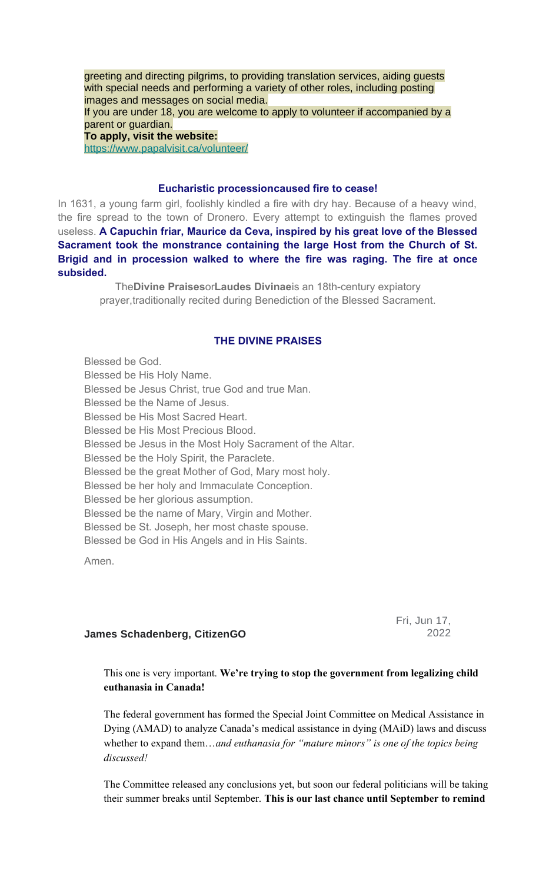greeting and directing pilgrims, to providing translation services, aiding guests with special needs and performing a variety of other roles, including posting images and messages on social media.

If you are under 18, you are welcome to apply to volunteer if accompanied by a parent or guardian.

**To apply, visit the website:**
https://www.papalvisit.ca/volunteer/

### Eucharistic processioncaused fire to cease!

In 1631, a young farm girl, foolishly kindled a fire with dry hay. Because of a heavy wind, the fire spread to the town of Dronero. Every attempt to extinguish the flames proved useless. **A Capuchin friar, Maurice da Ceva, inspired by his great love of the Blessed Sacrament took the monstrance containing the large Host from the Church of St. Brigid and in procession walked to where the fire was raging. The fire at once subsided.**

The**Divine Praises**or**Laudes Divinae**is an 18th-century expiatory prayer,traditionally recited during Benediction of the Blessed Sacrament.

### THE DIVINE PRAISES

Blessed be God.
Blessed be His Holy Name.
Blessed be Jesus Christ, true God and true Man.
Blessed be the Name of Jesus.
Blessed be His Most Sacred Heart.
Blessed be His Most Precious Blood.
Blessed be Jesus in the Most Holy Sacrament of the Altar.
Blessed be the Holy Spirit, the Paraclete.
Blessed be the great Mother of God, Mary most holy.
Blessed be her holy and Immaculate Conception.
Blessed be her glorious assumption.
Blessed be the name of Mary, Virgin and Mother.
Blessed be St. Joseph, her most chaste spouse.
Blessed be God in His Angels and in His Saints.

Amen.

**James Schadenberg, CitizenGO** — Fri, Jun 17, 2022

This one is very important. **We're trying to stop the government from legalizing child euthanasia in Canada!**

The federal government has formed the Special Joint Committee on Medical Assistance in Dying (AMAD) to analyze Canada's medical assistance in dying (MAiD) laws and discuss whether to expand them…*and euthanasia for "mature minors" is one of the topics being discussed!*

The Committee released any conclusions yet, but soon our federal politicians will be taking their summer breaks until September. **This is our last chance until September to remind**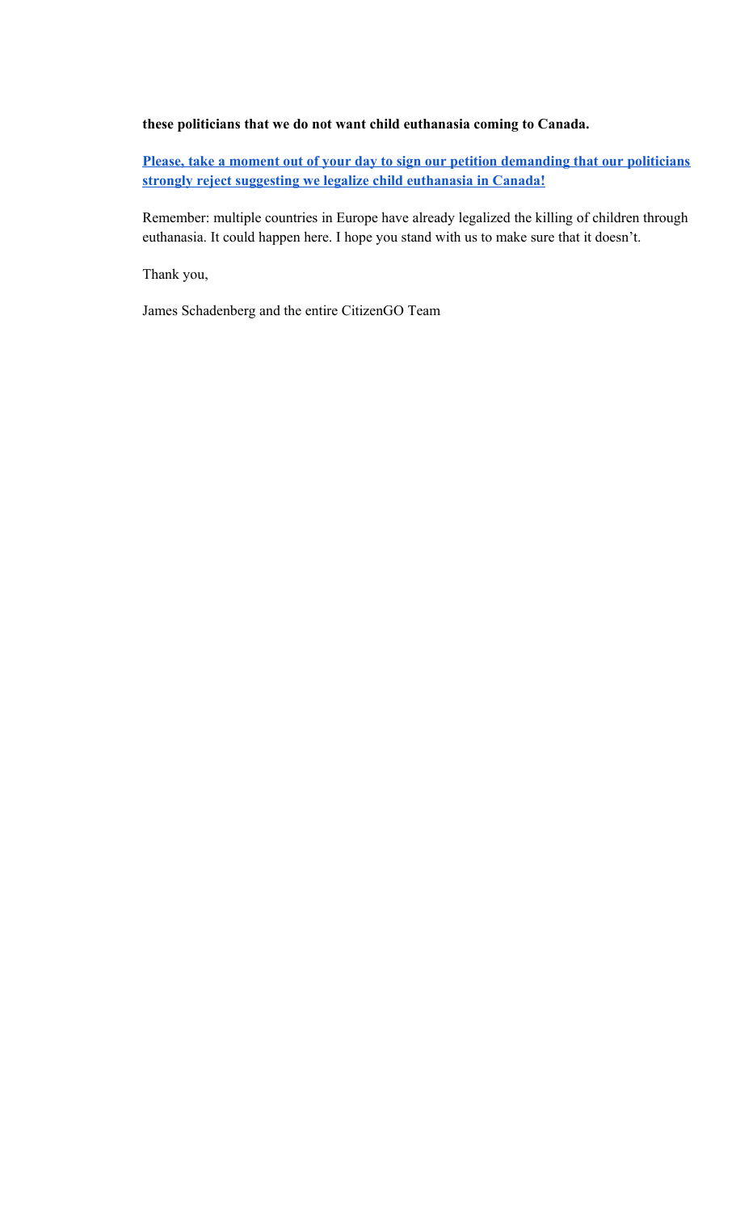**these politicians that we do not want child euthanasia coming to Canada.**

**Please, take a moment out of your day to sign our petition demanding that our politicians strongly reject suggesting we legalize child euthanasia in Canada!**

Remember: multiple countries in Europe have already legalized the killing of children through euthanasia. It could happen here. I hope you stand with us to make sure that it doesn't.

Thank you,

James Schadenberg and the entire CitizenGO Team